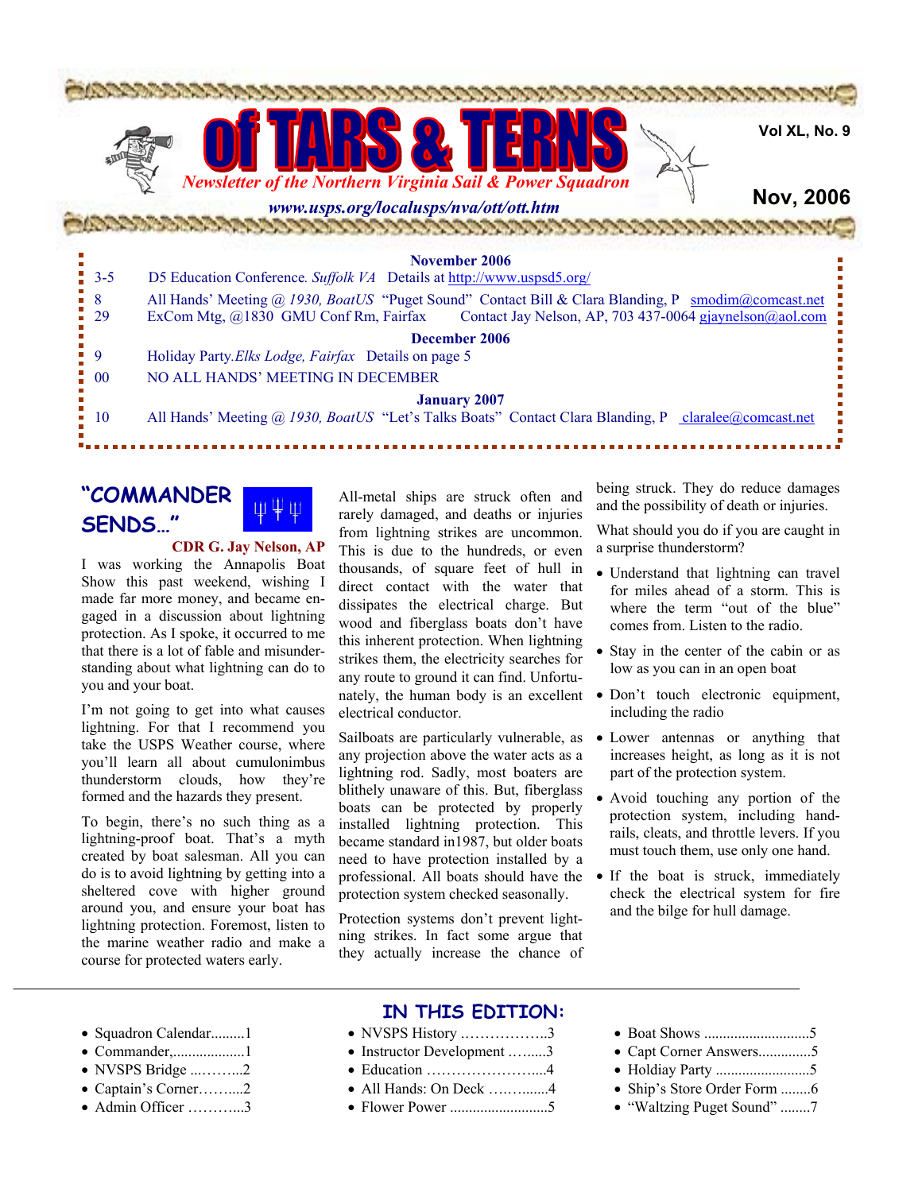# of TARS & TERNS

*Newsletter of the Northern Virginia Sail & Power Squadron*

***www.usps.org/localusps/nva/ott/ott.htm***

**Vol XL, No. 9**

**Nov, 2006**

**November 2006**

| | |
|---|---|
| 3-5 | D5 Education Conference. *Suffolk VA* Details at http://www.uspsd5.org/ |
| 8 | All Hands' Meeting @ *1930, BoatUS* "Puget Sound" Contact Bill & Clara Blanding, P smodim@comcast.net |
| 29 | ExCom Mtg, @1830 GMU Conf Rm, Fairfax Contact Jay Nelson, AP, 703 437-0064 gjaynelson@aol.com |

**December 2006**

| | |
|---|---|
| 9 | Holiday Party.*Elks Lodge, Fairfax* Details on page 5 |
| 00 | NO ALL HANDS' MEETING IN DECEMBER |

**January 2007**

| | |
|---|---|
| 10 | All Hands' Meeting @ *1930, BoatUS* "Let's Talks Boats" Contact Clara Blanding, P claralee@comcast.net |

## "COMMANDER SENDS…"

**CDR G. Jay Nelson, AP**

I was working the Annapolis Boat Show this past weekend, wishing I made far more money, and became engaged in a discussion about lightning protection. As I spoke, it occurred to me that there is a lot of fable and misunderstanding about what lightning can do to you and your boat.

I'm not going to get into what causes lightning. For that I recommend you take the USPS Weather course, where you'll learn all about cumulonimbus thunderstorm clouds, how they're formed and the hazards they present.

To begin, there's no such thing as a lightning-proof boat. That's a myth created by boat salesman. All you can do is to avoid lightning by getting into a sheltered cove with higher ground around you, and ensure your boat has lightning protection. Foremost, listen to the marine weather radio and make a course for protected waters early.

All-metal ships are struck often and rarely damaged, and deaths or injuries from lightning strikes are uncommon. This is due to the hundreds, or even thousands, of square feet of hull in direct contact with the water that dissipates the electrical charge. But wood and fiberglass boats don't have this inherent protection. When lightning strikes them, the electricity searches for any route to ground it can find. Unfortunately, the human body is an excellent electrical conductor.

Sailboats are particularly vulnerable, as any projection above the water acts as a lightning rod. Sadly, most boaters are blithely unaware of this. But, fiberglass boats can be protected by properly installed lightning protection. This became standard in1987, but older boats need to have protection installed by a professional. All boats should have the protection system checked seasonally.

Protection systems don't prevent lightning strikes. In fact some argue that they actually increase the chance of being struck. They do reduce damages and the possibility of death or injuries.

What should you do if you are caught in a surprise thunderstorm?

- Understand that lightning can travel for miles ahead of a storm. This is where the term "out of the blue" comes from. Listen to the radio.
- Stay in the center of the cabin or as low as you can in an open boat
- Don't touch electronic equipment, including the radio
- Lower antennas or anything that increases height, as long as it is not part of the protection system.
- Avoid touching any portion of the protection system, including handrails, cleats, and throttle levers. If you must touch them, use only one hand.
- If the boat is struck, immediately check the electrical system for fire and the bilge for hull damage.

## IN THIS EDITION:

- Squadron Calendar.........1
- Commander,...................1
- NVSPS Bridge ...……...2
- Captain's Corner……....2
- Admin Officer ………...3
- NVSPS History ……………..3
- Instructor Development ….....3
- Education …………………...4
- All Hands: On Deck ……......4
- Flower Power ..........................5
- Boat Shows ............................5
- Capt Corner Answers..............5
- Holdiay Party .........................5
- Ship's Store Order Form ........6
- "Waltzing Puget Sound" ........7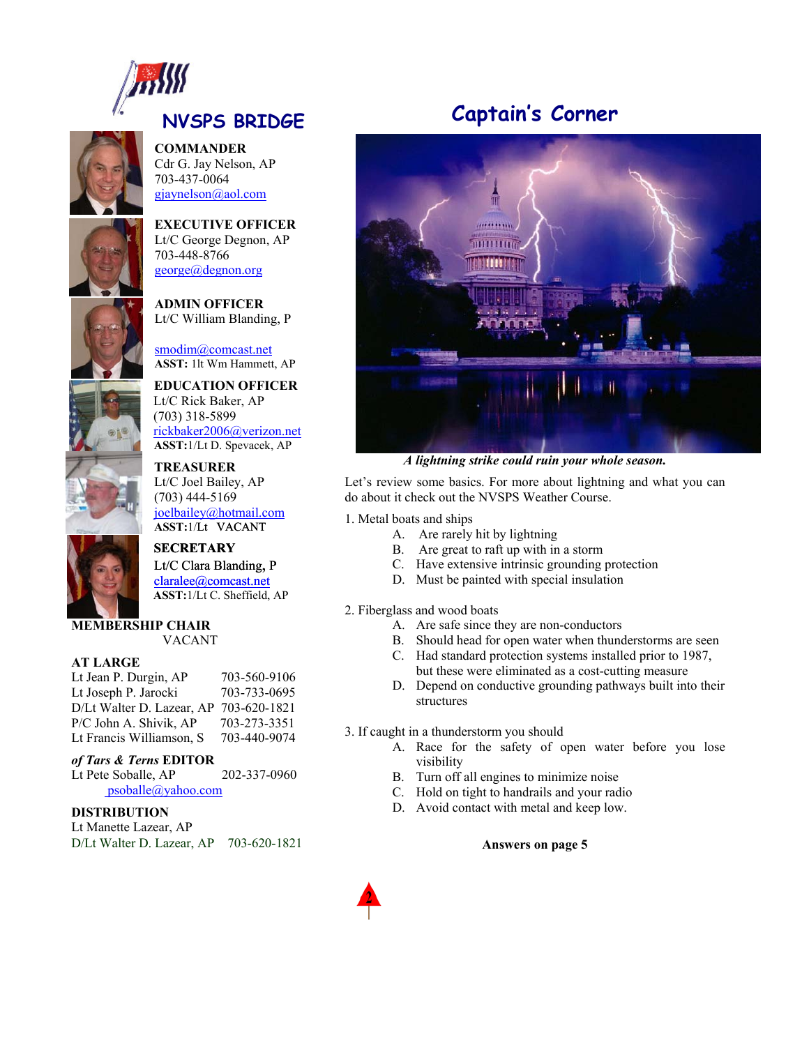## NVSPS BRIDGE

**COMMANDER**
Cdr G. Jay Nelson, AP
703-437-0064
gjaynelson@aol.com

**EXECUTIVE OFFICER**
Lt/C George Degnon, AP
703-448-8766
george@degnon.org

**ADMIN OFFICER**
Lt/C William Blanding, P

smodim@comcast.net
**ASST:** 1lt Wm Hammett, AP

**EDUCATION OFFICER**
Lt/C Rick Baker, AP
(703) 318-5899
rickbaker2006@verizon.net
**ASST:**1/Lt D. Spevacek, AP

**TREASURER**
Lt/C Joel Bailey, AP
(703) 444-5169
joelbailey@hotmail.com
**ASST:**1/Lt VACANT

**SECRETARY**
Lt/C Clara Blanding, P
claralee@comcast.net
**ASST:**1/Lt C. Sheffield, AP

**MEMBERSHIP CHAIR**
VACANT

**AT LARGE**

| | |
|---|---|
| Lt Jean P. Durgin, AP | 703-560-9106 |
| Lt Joseph P. Jarocki | 703-733-0695 |
| D/Lt Walter D. Lazear, AP | 703-620-1821 |
| P/C John A. Shivik, AP | 703-273-3351 |
| Lt Francis Williamson, S | 703-440-9074 |

***of Tars & Terns* EDITOR**
Lt Pete Soballe, AP 202-337-0960
psoballe@yahoo.com

**DISTRIBUTION**
Lt Manette Lazear, AP
D/Lt Walter D. Lazear, AP 703-620-1821

## Captain's Corner

***A lightning strike could ruin your whole season.***

Let's review some basics. For more about lightning and what you can do about it check out the NVSPS Weather Course.

1. Metal boats and ships
   - A. Are rarely hit by lightning
   - B. Are great to raft up with in a storm
   - C. Have extensive intrinsic grounding protection
   - D. Must be painted with special insulation

2. Fiberglass and wood boats
   - A. Are safe since they are non-conductors
   - B. Should head for open water when thunderstorms are seen
   - C. Had standard protection systems installed prior to 1987, but these were eliminated as a cost-cutting measure
   - D. Depend on conductive grounding pathways built into their structures

3. If caught in a thunderstorm you should
   - A. Race for the safety of open water before you lose visibility
   - B. Turn off all engines to minimize noise
   - C. Hold on tight to handrails and your radio
   - D. Avoid contact with metal and keep low.

**Answers on page 5**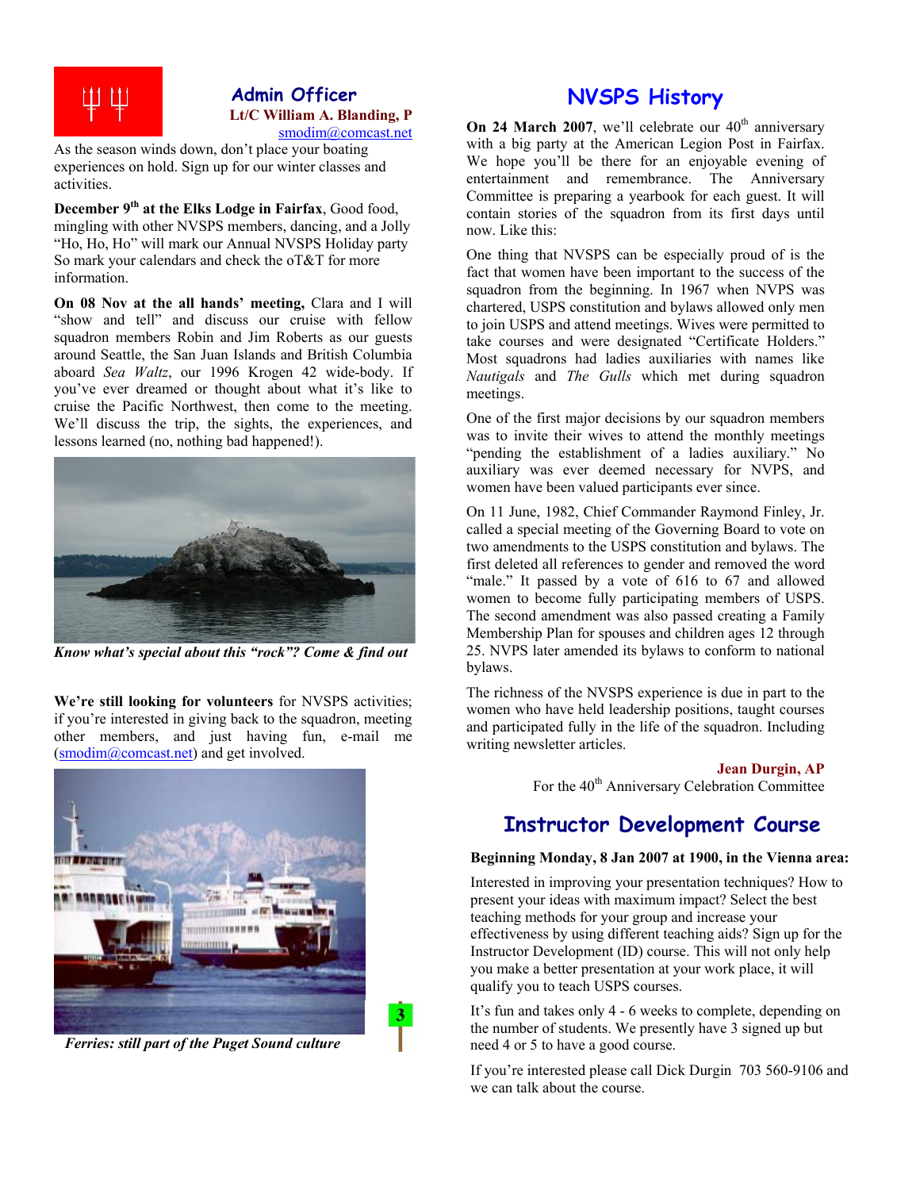## Admin Officer

**Lt/C William A. Blanding, P**
smodim@comcast.net

As the season winds down, don't place your boating experiences on hold. Sign up for our winter classes and activities.

**December 9th at the Elks Lodge in Fairfax**, Good food, mingling with other NVSPS members, dancing, and a Jolly "Ho, Ho, Ho" will mark our Annual NVSPS Holiday party So mark your calendars and check the oT&T for more information.

**On 08 Nov at the all hands' meeting,** Clara and I will "show and tell" and discuss our cruise with fellow squadron members Robin and Jim Roberts as our guests around Seattle, the San Juan Islands and British Columbia aboard *Sea Waltz*, our 1996 Krogen 42 wide-body. If you've ever dreamed or thought about what it's like to cruise the Pacific Northwest, then come to the meeting. We'll discuss the trip, the sights, the experiences, and lessons learned (no, nothing bad happened!).

***Know what's special about this "rock"? Come & find out***

**We're still looking for volunteers** for NVSPS activities; if you're interested in giving back to the squadron, meeting other members, and just having fun, e-mail me (smodim@comcast.net) and get involved.

***Ferries: still part of the Puget Sound culture***

## NVSPS History

**On 24 March 2007**, we'll celebrate our 40th anniversary with a big party at the American Legion Post in Fairfax. We hope you'll be there for an enjoyable evening of entertainment and remembrance. The Anniversary Committee is preparing a yearbook for each guest. It will contain stories of the squadron from its first days until now. Like this:

One thing that NVSPS can be especially proud of is the fact that women have been important to the success of the squadron from the beginning. In 1967 when NVPS was chartered, USPS constitution and bylaws allowed only men to join USPS and attend meetings. Wives were permitted to take courses and were designated "Certificate Holders." Most squadrons had ladies auxiliaries with names like *Nautigals* and *The Gulls* which met during squadron meetings.

One of the first major decisions by our squadron members was to invite their wives to attend the monthly meetings "pending the establishment of a ladies auxiliary." No auxiliary was ever deemed necessary for NVPS, and women have been valued participants ever since.

On 11 June, 1982, Chief Commander Raymond Finley, Jr. called a special meeting of the Governing Board to vote on two amendments to the USPS constitution and bylaws. The first deleted all references to gender and removed the word "male." It passed by a vote of 616 to 67 and allowed women to become fully participating members of USPS. The second amendment was also passed creating a Family Membership Plan for spouses and children ages 12 through 25. NVPS later amended its bylaws to conform to national bylaws.

The richness of the NVSPS experience is due in part to the women who have held leadership positions, taught courses and participated fully in the life of the squadron. Including writing newsletter articles.

**Jean Durgin, AP**
For the 40th Anniversary Celebration Committee

## Instructor Development Course

**Beginning Monday, 8 Jan 2007 at 1900, in the Vienna area:**

Interested in improving your presentation techniques? How to present your ideas with maximum impact? Select the best teaching methods for your group and increase your effectiveness by using different teaching aids? Sign up for the Instructor Development (ID) course. This will not only help you make a better presentation at your work place, it will qualify you to teach USPS courses.

It's fun and takes only 4 - 6 weeks to complete, depending on the number of students. We presently have 3 signed up but need 4 or 5 to have a good course.

If you're interested please call Dick Durgin 703 560-9106 and we can talk about the course.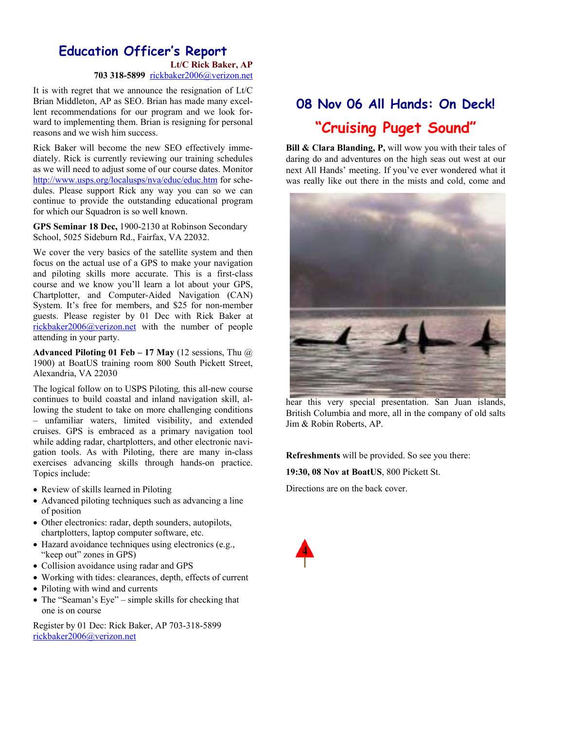## Education Officer's Report

**Lt/C Rick Baker, AP**
**703 318-5899** rickbaker2006@verizon.net

It is with regret that we announce the resignation of Lt/C Brian Middleton, AP as SEO. Brian has made many excellent recommendations for our program and we look forward to implementing them. Brian is resigning for personal reasons and we wish him success.

Rick Baker will become the new SEO effectively immediately. Rick is currently reviewing our training schedules as we will need to adjust some of our course dates. Monitor http://www.usps.org/localusps/nva/educ/educ.htm for schedules. Please support Rick any way you can so we can continue to provide the outstanding educational program for which our Squadron is so well known.

**GPS Seminar 18 Dec,** 1900-2130 at Robinson Secondary School, 5025 Sideburn Rd., Fairfax, VA 22032.

We cover the very basics of the satellite system and then focus on the actual use of a GPS to make your navigation and piloting skills more accurate. This is a first-class course and we know you'll learn a lot about your GPS, Chartplotter, and Computer-Aided Navigation (CAN) System. It's free for members, and $25 for non-member guests. Please register by 01 Dec with Rick Baker at rickbaker2006@verizon.net with the number of people attending in your party.

**Advanced Piloting 01 Feb – 17 May** (12 sessions, Thu @ 1900) at BoatUS training room 800 South Pickett Street, Alexandria, VA 22030

The logical follow on to USPS Piloting, this all-new course continues to build coastal and inland navigation skill, allowing the student to take on more challenging conditions – unfamiliar waters, limited visibility, and extended cruises. GPS is embraced as a primary navigation tool while adding radar, chartplotters, and other electronic navigation tools. As with Piloting, there are many in-class exercises advancing skills through hands-on practice. Topics include:

- Review of skills learned in Piloting
- Advanced piloting techniques such as advancing a line of position
- Other electronics: radar, depth sounders, autopilots, chartplotters, laptop computer software, etc.
- Hazard avoidance techniques using electronics (e.g., "keep out" zones in GPS)
- Collision avoidance using radar and GPS
- Working with tides: clearances, depth, effects of current
- Piloting with wind and currents
- The "Seaman's Eye" – simple skills for checking that one is on course

Register by 01 Dec: Rick Baker, AP 703-318-5899 rickbaker2006@verizon.net

## 08 Nov 06 All Hands: On Deck!

## "Cruising Puget Sound"

**Bill & Clara Blanding, P,** will wow you with their tales of daring do and adventures on the high seas out west at our next All Hands' meeting. If you've ever wondered what it was really like out there in the mists and cold, come and hear this very special presentation. San Juan islands, British Columbia and more, all in the company of old salts Jim & Robin Roberts, AP.

**Refreshments** will be provided. So see you there:

**19:30, 08 Nov at BoatUS**, 800 Pickett St.

Directions are on the back cover.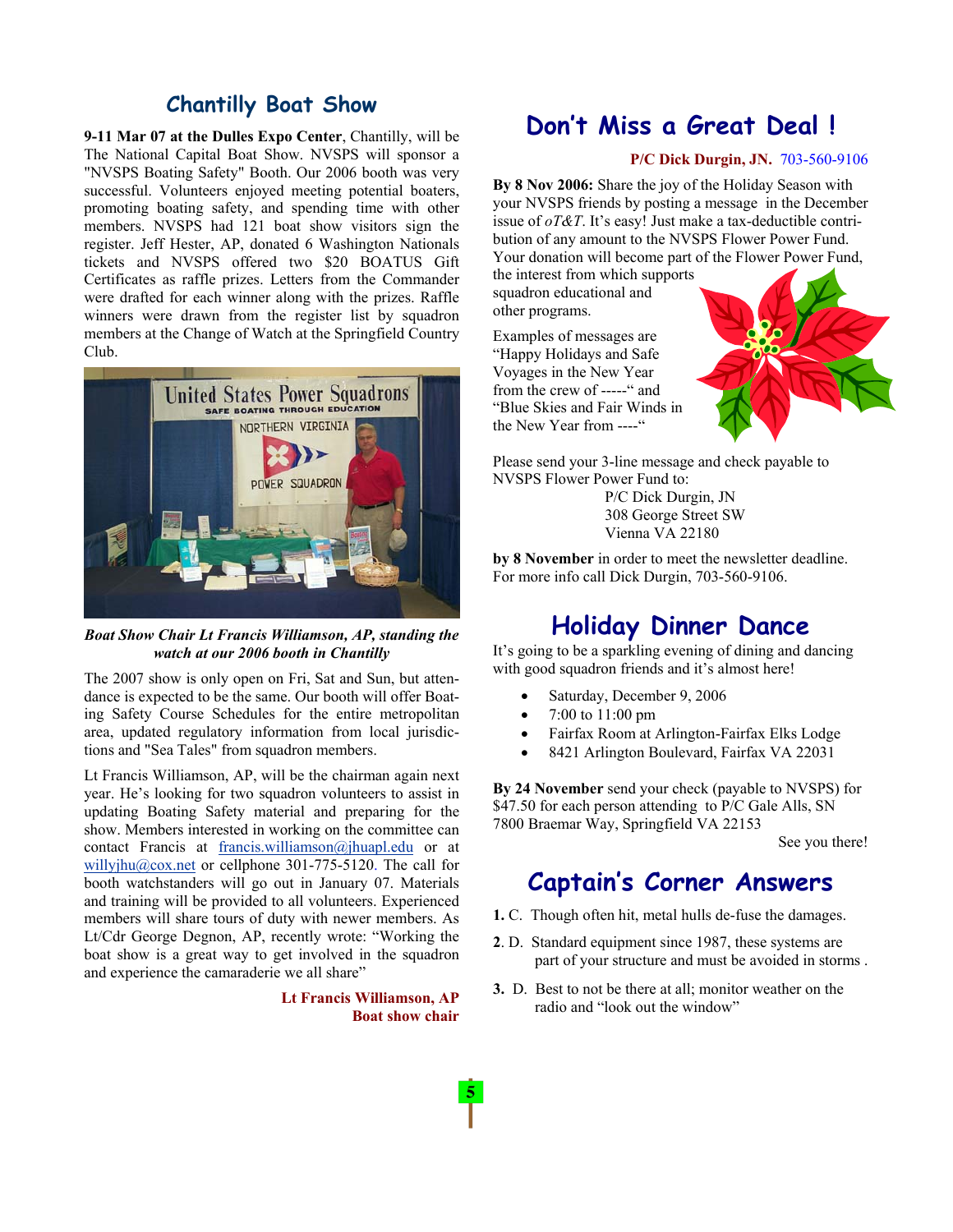## Chantilly Boat Show

**9-11 Mar 07 at the Dulles Expo Center**, Chantilly, will be The National Capital Boat Show. NVSPS will sponsor a "NVSPS Boating Safety" Booth. Our 2006 booth was very successful. Volunteers enjoyed meeting potential boaters, promoting boating safety, and spending time with other members. NVSPS had 121 boat show visitors sign the register. Jeff Hester, AP, donated 6 Washington Nationals tickets and NVSPS offered two $20 BOATUS Gift Certificates as raffle prizes. Letters from the Commander were drafted for each winner along with the prizes. Raffle winners were drawn from the register list by squadron members at the Change of Watch at the Springfield Country Club.

***Boat Show Chair Lt Francis Williamson, AP, standing the watch at our 2006 booth in Chantilly***

The 2007 show is only open on Fri, Sat and Sun, but attendance is expected to be the same. Our booth will offer Boating Safety Course Schedules for the entire metropolitan area, updated regulatory information from local jurisdictions and "Sea Tales" from squadron members.

Lt Francis Williamson, AP, will be the chairman again next year. He's looking for two squadron volunteers to assist in updating Boating Safety material and preparing for the show. Members interested in working on the committee can contact Francis at francis.williamson@jhuapl.edu or at willyjhu@cox.net or cellphone 301-775-5120. The call for booth watchstanders will go out in January 07. Materials and training will be provided to all volunteers. Experienced members will share tours of duty with newer members. As Lt/Cdr George Degnon, AP, recently wrote: "Working the boat show is a great way to get involved in the squadron and experience the camaraderie we all share"

**Lt Francis Williamson, AP**
**Boat show chair**

## Don't Miss a Great Deal !

**P/C Dick Durgin, JN.** 703-560-9106

**By 8 Nov 2006:** Share the joy of the Holiday Season with your NVSPS friends by posting a message in the December issue of *oT&T*. It's easy! Just make a tax-deductible contribution of any amount to the NVSPS Flower Power Fund. Your donation will become part of the Flower Power Fund, the interest from which supports squadron educational and other programs.

Examples of messages are "Happy Holidays and Safe Voyages in the New Year from the crew of -----" and "Blue Skies and Fair Winds in the New Year from ----"

Please send your 3-line message and check payable to NVSPS Flower Power Fund to:

P/C Dick Durgin, JN
308 George Street SW
Vienna VA 22180

**by 8 November** in order to meet the newsletter deadline. For more info call Dick Durgin, 703-560-9106.

## Holiday Dinner Dance

It's going to be a sparkling evening of dining and dancing with good squadron friends and it's almost here!

- Saturday, December 9, 2006
- 7:00 to 11:00 pm
- Fairfax Room at Arlington-Fairfax Elks Lodge
- 8421 Arlington Boulevard, Fairfax VA 22031

**By 24 November** send your check (payable to NVSPS) for $47.50 for each person attending to P/C Gale Alls, SN 7800 Braemar Way, Springfield VA 22153

See you there!

## Captain's Corner Answers

**1.** C. Though often hit, metal hulls de-fuse the damages.

**2**. D. Standard equipment since 1987, these systems are part of your structure and must be avoided in storms .

**3.** D. Best to not be there at all; monitor weather on the radio and "look out the window"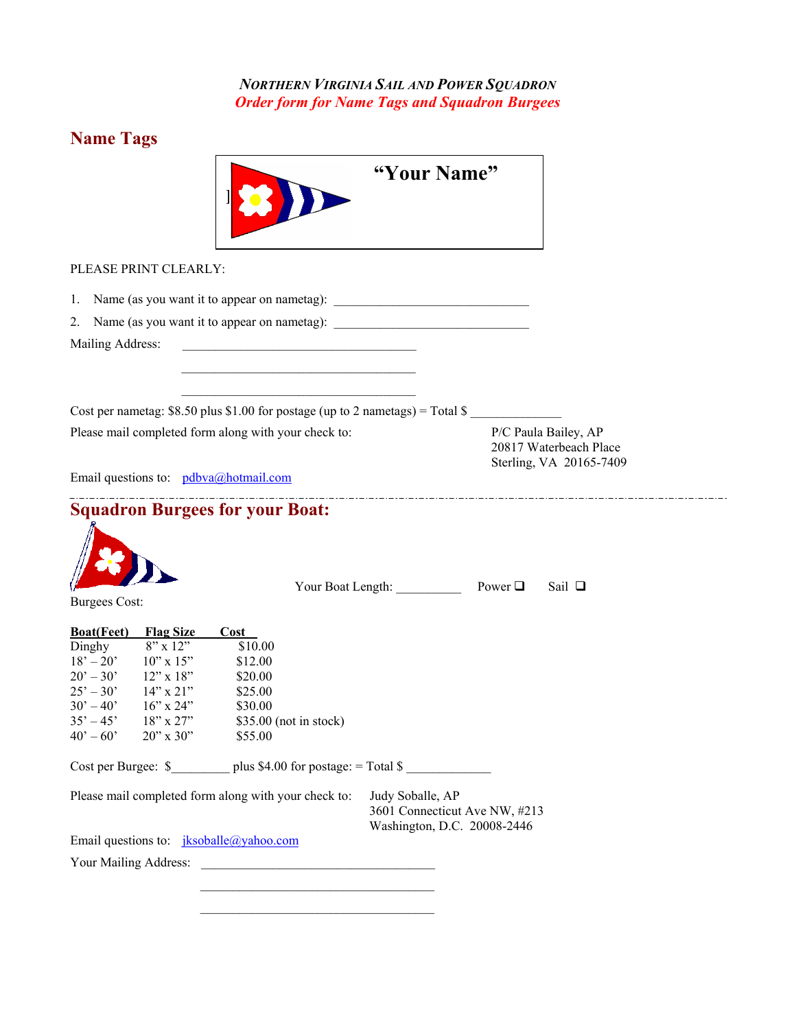# NORTHERN VIRGINIA SAIL AND POWER SQUADRON

***Order form for Name Tags and Squadron Burgees***

## Name Tags

] **"Your Name"**

PLEASE PRINT CLEARLY:

1. Name (as you want it to appear on nametag): ______________________________
2. Name (as you want it to appear on nametag): ______________________________

Mailing Address: ____________________________________

____________________________________

____________________________________

Cost per nametag: $8.50 plus $1.00 for postage (up to 2 nametags) = Total $ ______________

Please mail completed form along with your check to:

P/C Paula Bailey, AP
20817 Waterbeach Place
Sterling, VA 20165-7409

Email questions to: pdbva@hotmail.com

---

## Squadron Burgees for your Boat:

Your Boat Length: __________ Power ❑ Sail ❑

Burgees Cost:

| Boat(Feet) | Flag Size | Cost |
|---|---|---|
| Dinghy | 8" x 12" | $10.00 |
| 18' – 20' | 10" x 15" | $12.00 |
| 20' – 30' | 12" x 18" | $20.00 |
| 25' – 30' | 14" x 21" | $25.00 |
| 30' – 40' | 16" x 24" | $30.00 |
| 35' – 45' | 18" x 27" | $35.00 (not in stock) |
| 40' – 60' | 20" x 30" | $55.00 |

Cost per Burgee: $_________ plus $4.00 for postage: = Total $ ______________

Please mail completed form along with your check to:

Judy Soballe, AP
3601 Connecticut Ave NW, #213
Washington, D.C. 20008-2446

Email questions to: jksoballe@yahoo.com

Your Mailing Address: ____________________________________

____________________________________

____________________________________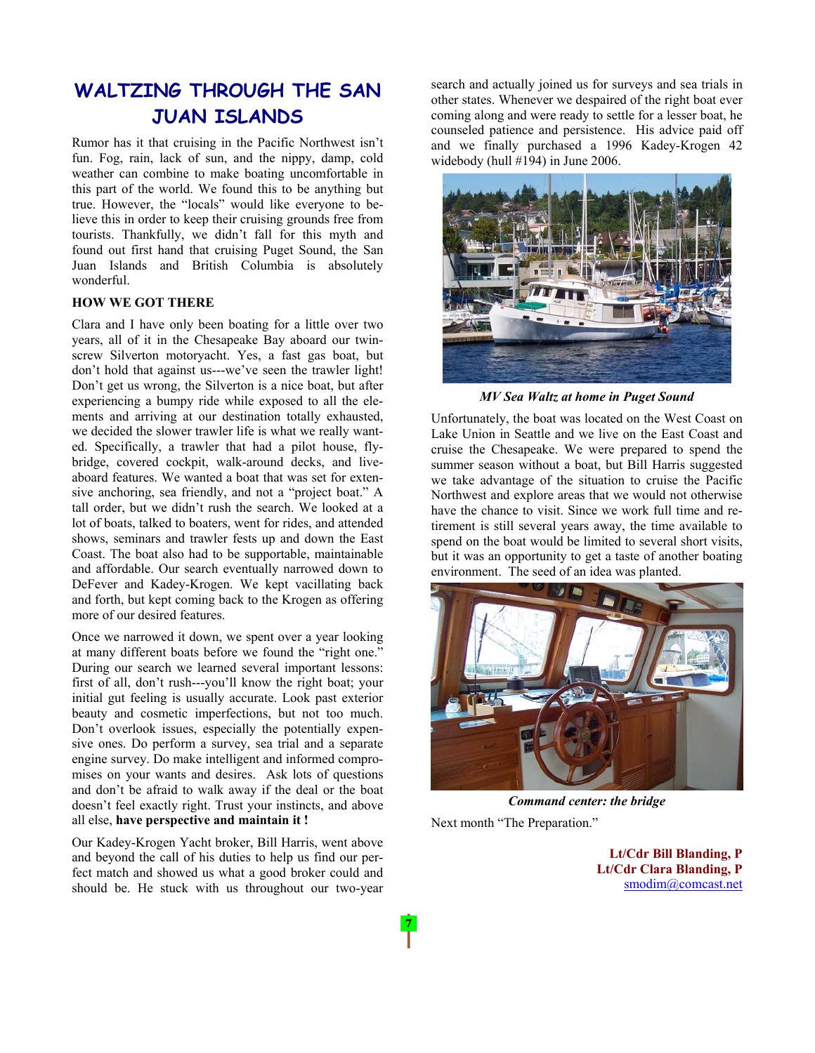# WALTZING THROUGH THE SAN JUAN ISLANDS

Rumor has it that cruising in the Pacific Northwest isn't fun. Fog, rain, lack of sun, and the nippy, damp, cold weather can combine to make boating uncomfortable in this part of the world. We found this to be anything but true. However, the "locals" would like everyone to believe this in order to keep their cruising grounds free from tourists. Thankfully, we didn't fall for this myth and found out first hand that cruising Puget Sound, the San Juan Islands and British Columbia is absolutely wonderful.

**HOW WE GOT THERE**

Clara and I have only been boating for a little over two years, all of it in the Chesapeake Bay aboard our twin-screw Silverton motoryacht. Yes, a fast gas boat, but don't hold that against us---we've seen the trawler light! Don't get us wrong, the Silverton is a nice boat, but after experiencing a bumpy ride while exposed to all the elements and arriving at our destination totally exhausted, we decided the slower trawler life is what we really wanted. Specifically, a trawler that had a pilot house, flybridge, covered cockpit, walk-around decks, and liveaboard features. We wanted a boat that was set for extensive anchoring, sea friendly, and not a "project boat." A tall order, but we didn't rush the search. We looked at a lot of boats, talked to boaters, went for rides, and attended shows, seminars and trawler fests up and down the East Coast. The boat also had to be supportable, maintainable and affordable. Our search eventually narrowed down to DeFever and Kadey-Krogen. We kept vacillating back and forth, but kept coming back to the Krogen as offering more of our desired features.

Once we narrowed it down, we spent over a year looking at many different boats before we found the "right one." During our search we learned several important lessons: first of all, don't rush---you'll know the right boat; your initial gut feeling is usually accurate. Look past exterior beauty and cosmetic imperfections, but not too much. Don't overlook issues, especially the potentially expensive ones. Do perform a survey, sea trial and a separate engine survey. Do make intelligent and informed compromises on your wants and desires. Ask lots of questions and don't be afraid to walk away if the deal or the boat doesn't feel exactly right. Trust your instincts, and above all else, **have perspective and maintain it !**

Our Kadey-Krogen Yacht broker, Bill Harris, went above and beyond the call of his duties to help us find our perfect match and showed us what a good broker could and should be. He stuck with us throughout our two-year search and actually joined us for surveys and sea trials in other states. Whenever we despaired of the right boat ever coming along and were ready to settle for a lesser boat, he counseled patience and persistence. His advice paid off and we finally purchased a 1996 Kadey-Krogen 42 widebody (hull #194) in June 2006.

***MV Sea Waltz at home in Puget Sound***

Unfortunately, the boat was located on the West Coast on Lake Union in Seattle and we live on the East Coast and cruise the Chesapeake. We were prepared to spend the summer season without a boat, but Bill Harris suggested we take advantage of the situation to cruise the Pacific Northwest and explore areas that we would not otherwise have the chance to visit. Since we work full time and retirement is still several years away, the time available to spend on the boat would be limited to several short visits, but it was an opportunity to get a taste of another boating environment. The seed of an idea was planted.

***Command center: the bridge***

Next month "The Preparation."

**Lt/Cdr Bill Blanding, P**
**Lt/Cdr Clara Blanding, P**
smodim@comcast.net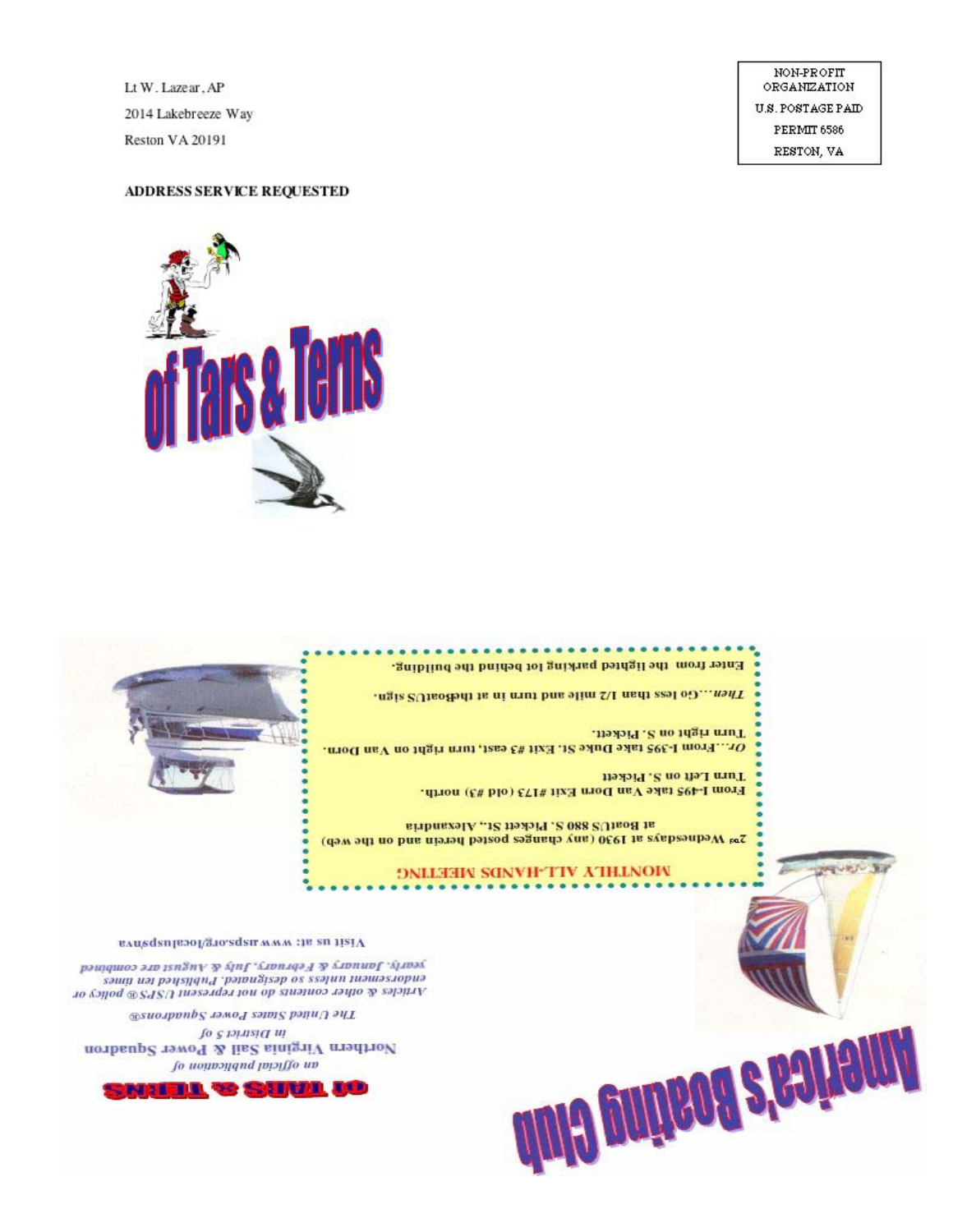Lt W. Lazear, AP
2014 Lakebreeze Way
Reston VA 20191

NON-PROFIT ORGANIZATION
U.S. POSTAGE PAID
PERMIT 6586
RESTON, VA

**ADDRESS SERVICE REQUESTED**

# of Tars & Terns

**MONTHLY ALL-HANDS MEETING**

2nd Wednesdays at 1930 (any changes posted herein and on the web) at BoatUS 880 S. Pickett St., Alexandria

From I-495 take Van Dorn Exit #173 (old #3) north. Turn Left on S. Pickett

*Or*...From I-395 take Duke St. Exit #3 east, turn right on Van Dorn. Turn right on S. Pickett.

*Then*...Go less than 1/2 mile and turn in at the BoatUS sign.

Enter from the lighted parking lot behind the building.

**of TARS & TERNS**

*an official publication of*
Northern Virginia Sail & Power Squadron
*in District 5 of*
*The United States Power Squadrons®*

*Articles & other contents do not represent USPS® policy or endorsement unless so designated. Published ten times yearly. January & February, July & August are combined*

Visit us at: www.usps.org/localusps/nva

America's Boating Club